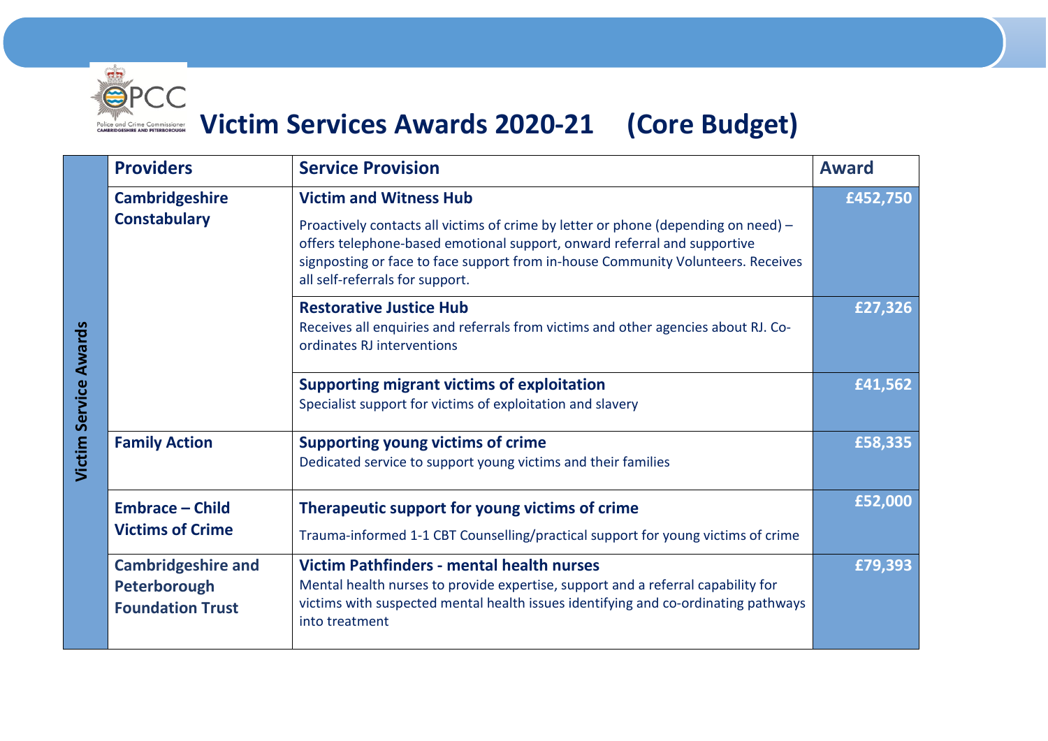# Victim Services Awards 2020-21 (Core Budget)

| | Providers | Service Provision | Award |
|---|---|---|---|
| Victim Service Awards | **Cambridgeshire Constabulary** | **Victim and Witness Hub**<br>Proactively contacts all victims of crime by letter or phone (depending on need) – offers telephone-based emotional support, onward referral and supportive signposting or face to face support from in-house Community Volunteers. Receives all self-referrals for support. | £452,750 |
| | | **Restorative Justice Hub**<br>Receives all enquiries and referrals from victims and other agencies about RJ. Co-ordinates RJ interventions | £27,326 |
| | | **Supporting migrant victims of exploitation**<br>Specialist support for victims of exploitation and slavery | £41,562 |
| | **Family Action** | **Supporting young victims of crime**<br>Dedicated service to support young victims and their families | £58,335 |
| | **Embrace – Child Victims of Crime** | **Therapeutic support for young victims of crime**<br>Trauma-informed 1-1 CBT Counselling/practical support for young victims of crime | £52,000 |
| | **Cambridgeshire and Peterborough Foundation Trust** | **Victim Pathfinders - mental health nurses**<br>Mental health nurses to provide expertise, support and a referral capability for victims with suspected mental health issues identifying and co-ordinating pathways into treatment | £79,393 |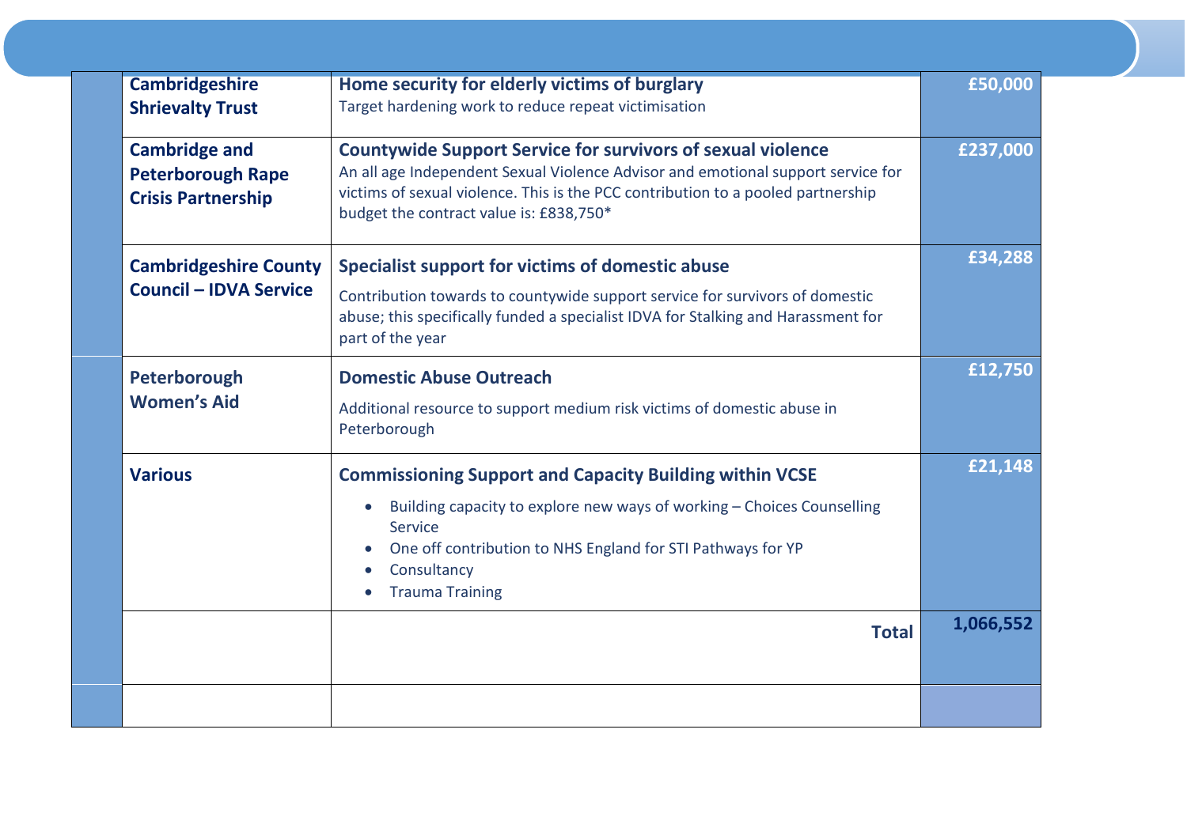| | Organisation | Service | Amount |
|---|---|---|---|
| | **Cambridgeshire Shrievalty Trust** | **Home security for elderly victims of burglary**<br>Target hardening work to reduce repeat victimisation | **£50,000** |
| | **Cambridge and Peterborough Rape Crisis Partnership** | **Countywide Support Service for survivors of sexual violence**<br>An all age Independent Sexual Violence Advisor and emotional support service for victims of sexual violence. This is the PCC contribution to a pooled partnership budget the contract value is: £838,750* | **£237,000** |
| | **Cambridgeshire County Council – IDVA Service** | **Specialist support for victims of domestic abuse**<br>Contribution towards to countywide support service for survivors of domestic abuse; this specifically funded a specialist IDVA for Stalking and Harassment for part of the year | **£34,288** |
| | **Peterborough Women's Aid** | **Domestic Abuse Outreach**<br>Additional resource to support medium risk victims of domestic abuse in Peterborough | **£12,750** |
| | **Various** | **Commissioning Support and Capacity Building within VCSE**<br>• Building capacity to explore new ways of working – Choices Counselling Service<br>• One off contribution to NHS England for STI Pathways for YP<br>• Consultancy<br>• Trauma Training | **£21,148** |
| | | **Total** | **1,066,552** |
| | | | |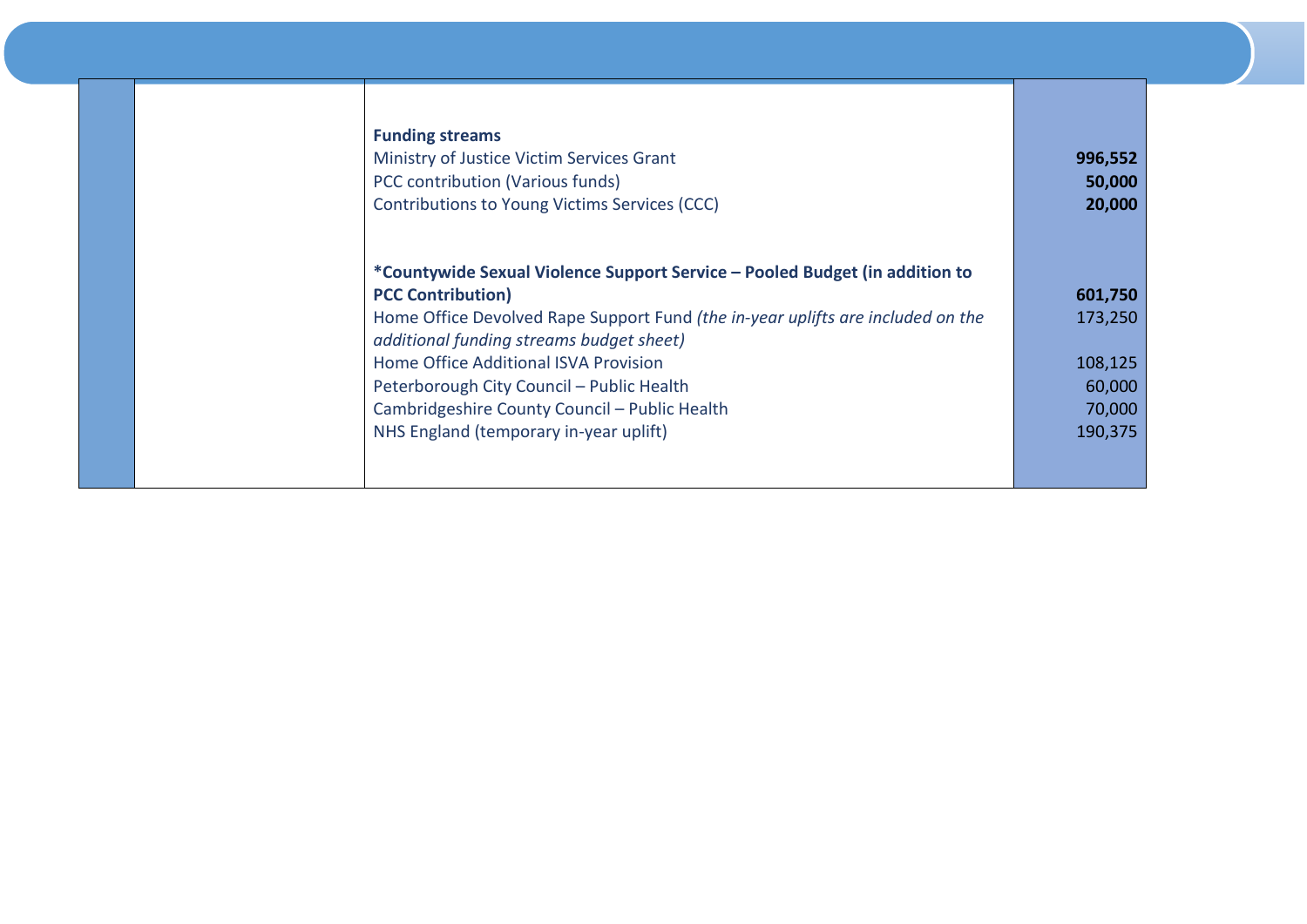| | | | |
|---|---|---|---|
| | | **Funding streams** | |
| | | Ministry of Justice Victim Services Grant | **996,552** |
| | | PCC contribution (Various funds) | **50,000** |
| | | Contributions to Young Victims Services (CCC) | **20,000** |
| | | **\*Countywide Sexual Violence Support Service – Pooled Budget (in addition to PCC Contribution)** | **601,750** |
| | | Home Office Devolved Rape Support Fund *(the in-year uplifts are included on the additional funding streams budget sheet)* | 173,250 |
| | | Home Office Additional ISVA Provision | 108,125 |
| | | Peterborough City Council – Public Health | 60,000 |
| | | Cambridgeshire County Council – Public Health | 70,000 |
| | | NHS England (temporary in-year uplift) | 190,375 |